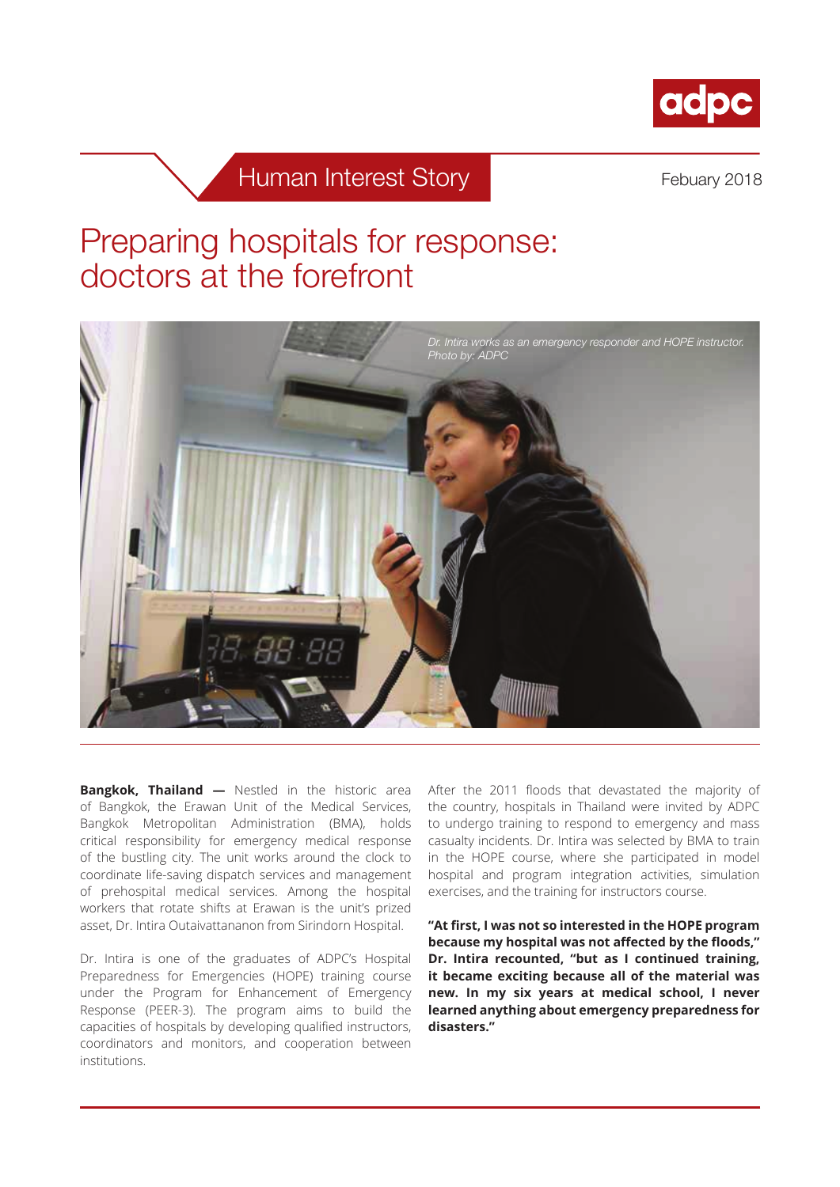adpc

Human Interest Story

Febuary 2018

# Preparing hospitals for response: doctors at the forefront

*Dr. Intira works as an emergency responder and HOPE instructor. Photo by: ADPC*

**Bangkok, Thailand —** Nestled in the historic area of Bangkok, the Erawan Unit of the Medical Services, Bangkok Metropolitan Administration (BMA), holds critical responsibility for emergency medical response of the bustling city. The unit works around the clock to coordinate life-saving dispatch services and management of prehospital medical services. Among the hospital workers that rotate shifts at Erawan is the unit's prized asset, Dr. Intira Outaivattananon from Sirindorn Hospital.

Dr. Intira is one of the graduates of ADPC's Hospital Preparedness for Emergencies (HOPE) training course under the Program for Enhancement of Emergency Response (PEER-3). The program aims to build the capacities of hospitals by developing qualified instructors, coordinators and monitors, and cooperation between institutions.

After the 2011 floods that devastated the majority of the country, hospitals in Thailand were invited by ADPC to undergo training to respond to emergency and mass casualty incidents. Dr. Intira was selected by BMA to train in the HOPE course, where she participated in model hospital and program integration activities, simulation exercises, and the training for instructors course.

**"At first, I was not so interested in the HOPE program because my hospital was not affected by the floods," Dr. Intira recounted, "but as I continued training, it became exciting because all of the material was new. In my six years at medical school, I never learned anything about emergency preparedness for disasters."**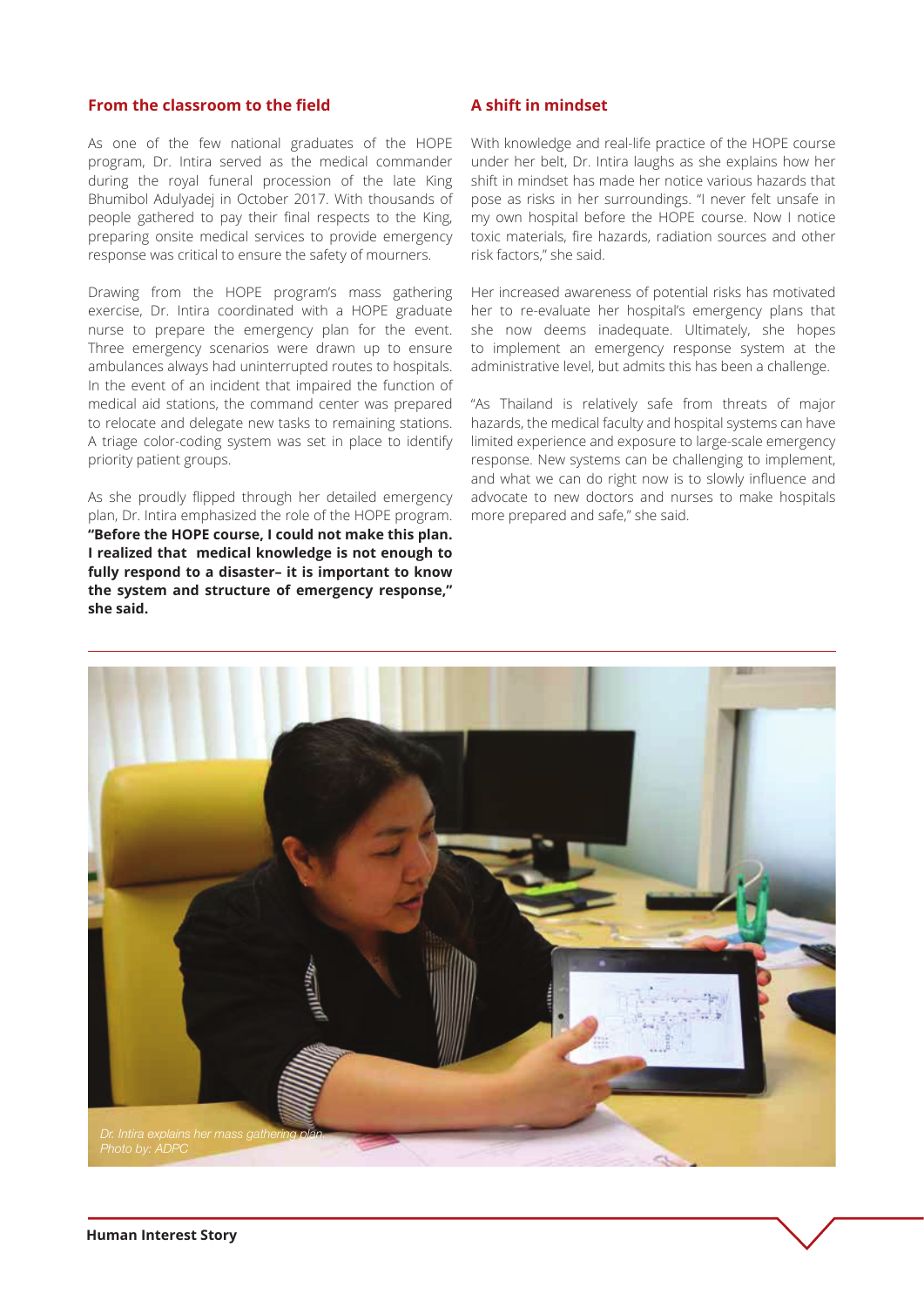## From the classroom to the field

As one of the few national graduates of the HOPE program, Dr. Intira served as the medical commander during the royal funeral procession of the late King Bhumibol Adulyadej in October 2017. With thousands of people gathered to pay their final respects to the King, preparing onsite medical services to provide emergency response was critical to ensure the safety of mourners.

Drawing from the HOPE program's mass gathering exercise, Dr. Intira coordinated with a HOPE graduate nurse to prepare the emergency plan for the event. Three emergency scenarios were drawn up to ensure ambulances always had uninterrupted routes to hospitals. In the event of an incident that impaired the function of medical aid stations, the command center was prepared to relocate and delegate new tasks to remaining stations. A triage color-coding system was set in place to identify priority patient groups.

As she proudly flipped through her detailed emergency plan, Dr. Intira emphasized the role of the HOPE program. **"Before the HOPE course, I could not make this plan. I realized that medical knowledge is not enough to fully respond to a disaster– it is important to know the system and structure of emergency response," she said.**

## A shift in mindset

With knowledge and real-life practice of the HOPE course under her belt, Dr. Intira laughs as she explains how her shift in mindset has made her notice various hazards that pose as risks in her surroundings. "I never felt unsafe in my own hospital before the HOPE course. Now I notice toxic materials, fire hazards, radiation sources and other risk factors," she said.

Her increased awareness of potential risks has motivated her to re-evaluate her hospital's emergency plans that she now deems inadequate. Ultimately, she hopes to implement an emergency response system at the administrative level, but admits this has been a challenge.

"As Thailand is relatively safe from threats of major hazards, the medical faculty and hospital systems can have limited experience and exposure to large-scale emergency response. New systems can be challenging to implement, and what we can do right now is to slowly influence and advocate to new doctors and nurses to make hospitals more prepared and safe," she said.

*Dr. Intira explains her mass gathering plan.*
*Photo by: ADPC*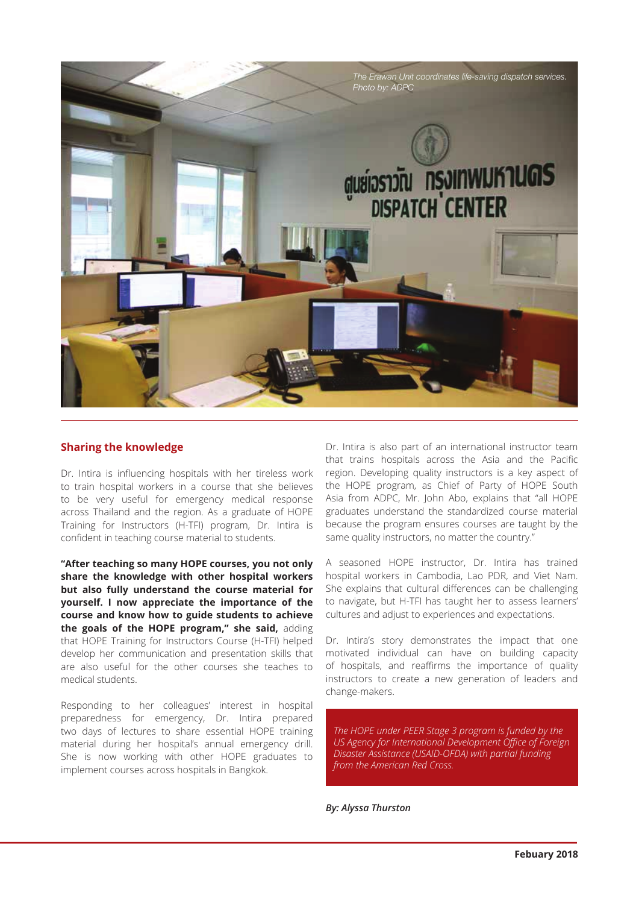The Erawan Unit coordinates life-saving dispatch services. Photo by: ADPC

## Sharing the knowledge

Dr. Intira is influencing hospitals with her tireless work to train hospital workers in a course that she believes to be very useful for emergency medical response across Thailand and the region. As a graduate of HOPE Training for Instructors (H-TFI) program, Dr. Intira is confident in teaching course material to students.

**"After teaching so many HOPE courses, you not only share the knowledge with other hospital workers but also fully understand the course material for yourself. I now appreciate the importance of the course and know how to guide students to achieve the goals of the HOPE program," she said,** adding that HOPE Training for Instructors Course (H-TFI) helped develop her communication and presentation skills that are also useful for the other courses she teaches to medical students.

Responding to her colleagues' interest in hospital preparedness for emergency, Dr. Intira prepared two days of lectures to share essential HOPE training material during her hospital's annual emergency drill. She is now working with other HOPE graduates to implement courses across hospitals in Bangkok.

Dr. Intira is also part of an international instructor team that trains hospitals across the Asia and the Pacific region. Developing quality instructors is a key aspect of the HOPE program, as Chief of Party of HOPE South Asia from ADPC, Mr. John Abo, explains that "all HOPE graduates understand the standardized course material because the program ensures courses are taught by the same quality instructors, no matter the country."

A seasoned HOPE instructor, Dr. Intira has trained hospital workers in Cambodia, Lao PDR, and Viet Nam. She explains that cultural differences can be challenging to navigate, but H-TFI has taught her to assess learners' cultures and adjust to experiences and expectations.

Dr. Intira's story demonstrates the impact that one motivated individual can have on building capacity of hospitals, and reaffirms the importance of quality instructors to create a new generation of leaders and change-makers.

*The HOPE under PEER Stage 3 program is funded by the US Agency for International Development Office of Foreign Disaster Assistance (USAID-OFDA) with partial funding from the American Red Cross.*

***By: Alyssa Thurston***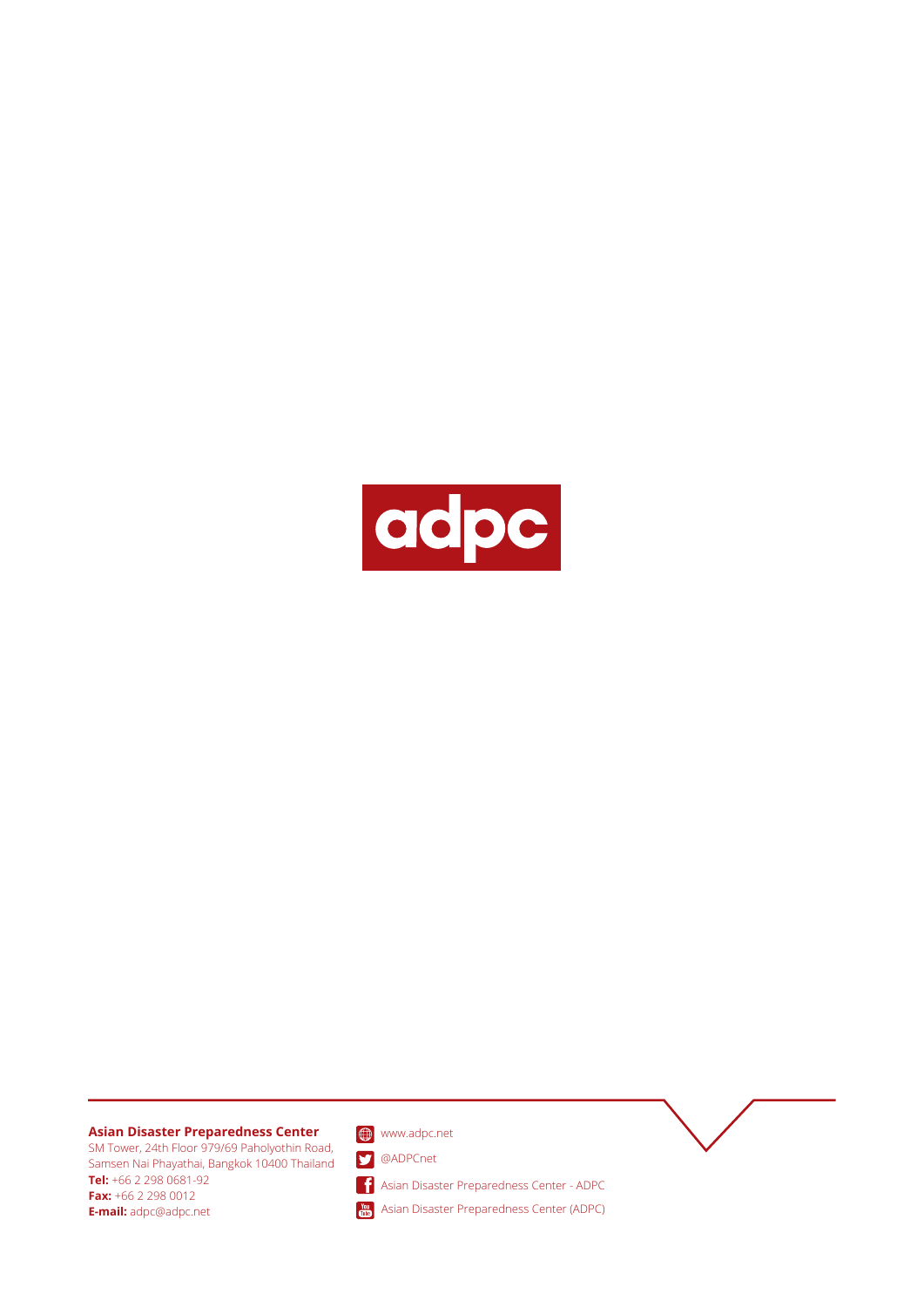adpc

**Asian Disaster Preparedness Center**
SM Tower, 24th Floor 979/69 Paholyothin Road,
Samsen Nai Phayathai, Bangkok 10400 Thailand
**Tel:** +66 2 298 0681-92
**Fax:** +66 2 298 0012
**E-mail:** adpc@adpc.net

www.adpc.net

@ADPCnet

Asian Disaster Preparedness Center - ADPC

Asian Disaster Preparedness Center (ADPC)